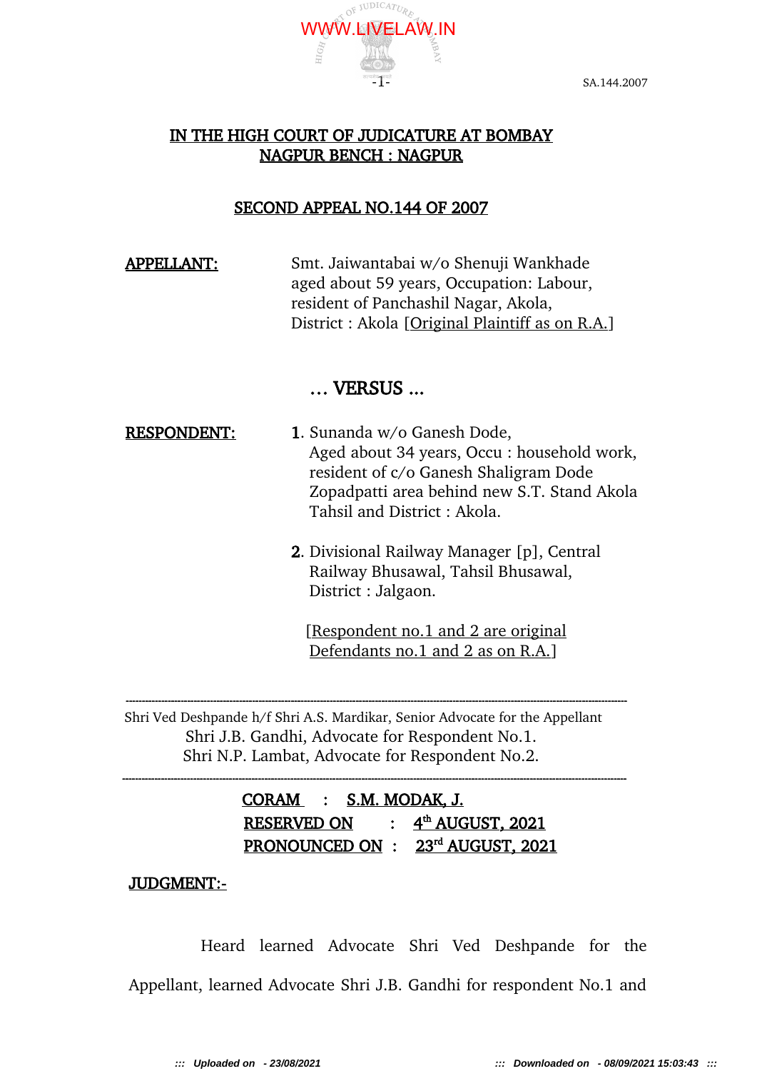# IN THE HIGH COURT OF JUDICATURE AT BOMBAY
## NAGPUR BENCH : NAGPUR

## SECOND APPEAL NO.144 OF 2007

**APPELLANT:** Smt. Jaiwantabai w/o Shenuji Wankhade aged about 59 years, Occupation: Labour, resident of Panchashil Nagar, Akola, District : Akola [Original Plaintiff as on R.A.]

**... VERSUS ...**

**RESPONDENT:**

1. Sunanda w/o Ganesh Dode, Aged about 34 years, Occu : household work, resident of c/o Ganesh Shaligram Dode Zopadpatti area behind new S.T. Stand Akola Tahsil and District : Akola.

2. Divisional Railway Manager [p], Central Railway Bhusawal, Tahsil Bhusawal, District : Jalgaon.

[Respondent no.1 and 2 are original Defendants no.1 and 2 as on R.A.]

---

Shri Ved Deshpande h/f Shri A.S. Mardikar, Senior Advocate for the Appellant
Shri J.B. Gandhi, Advocate for Respondent No.1.
Shri N.P. Lambat, Advocate for Respondent No.2.

---

**CORAM : S.M. MODAK, J.**
**RESERVED ON : 4th AUGUST, 2021**
**PRONOUNCED ON : 23rd AUGUST, 2021**

**JUDGMENT:-**

Heard learned Advocate Shri Ved Deshpande for the Appellant, learned Advocate Shri J.B. Gandhi for respondent No.1 and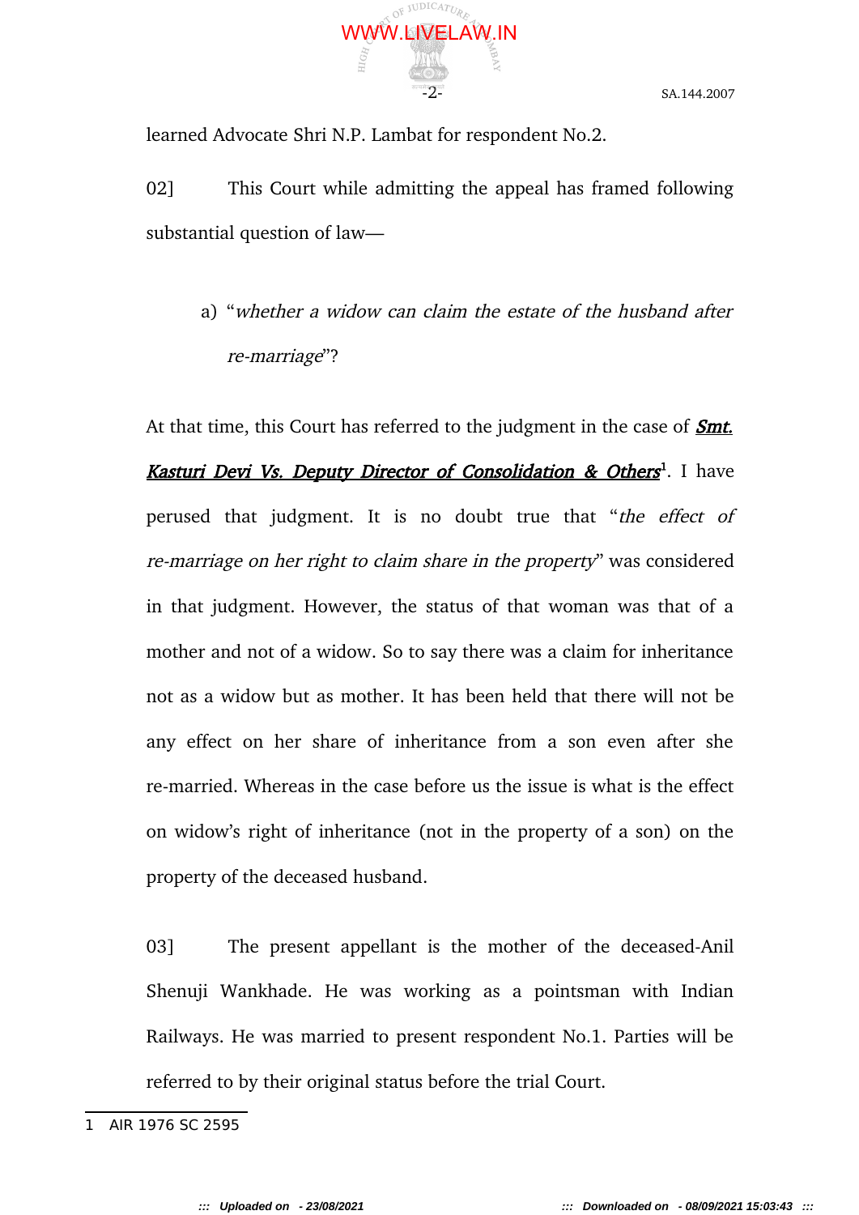learned Advocate Shri N.P. Lambat for respondent No.2.

02] This Court while admitting the appeal has framed following substantial question of law—

a) "*whether a widow can claim the estate of the husband after re-marriage*"?

At that time, this Court has referred to the judgment in the case of ***Smt. Kasturi Devi Vs. Deputy Director of Consolidation & Others***[1]. I have perused that judgment. It is no doubt true that "*the effect of re-marriage on her right to claim share in the property*" was considered in that judgment. However, the status of that woman was that of a mother and not of a widow. So to say there was a claim for inheritance not as a widow but as mother. It has been held that there will not be any effect on her share of inheritance from a son even after she re-married. Whereas in the case before us the issue is what is the effect on widow's right of inheritance (not in the property of a son) on the property of the deceased husband.

03] The present appellant is the mother of the deceased-Anil Shenuji Wankhade. He was working as a pointsman with Indian Railways. He was married to present respondent No.1. Parties will be referred to by their original status before the trial Court.

---

1 AIR 1976 SC 2595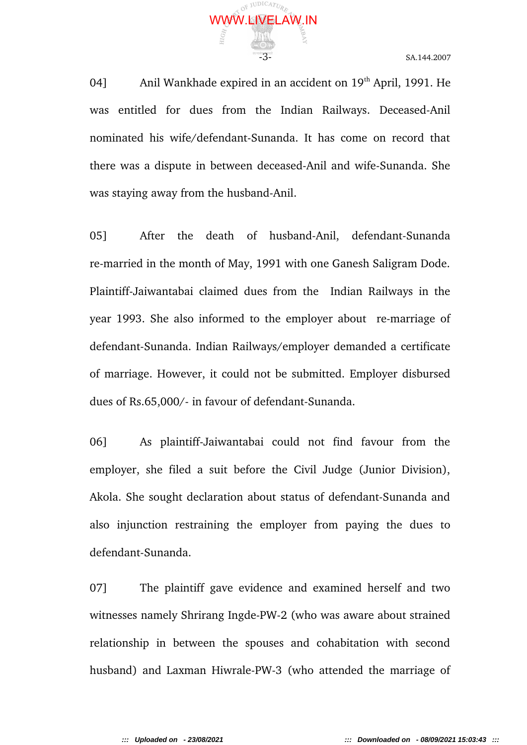04] Anil Wankhade expired in an accident on 19th April, 1991. He was entitled for dues from the Indian Railways. Deceased-Anil nominated his wife/defendant-Sunanda. It has come on record that there was a dispute in between deceased-Anil and wife-Sunanda. She was staying away from the husband-Anil.

05] After the death of husband-Anil, defendant-Sunanda re-married in the month of May, 1991 with one Ganesh Saligram Dode. Plaintiff-Jaiwantabai claimed dues from the Indian Railways in the year 1993. She also informed to the employer about re-marriage of defendant-Sunanda. Indian Railways/employer demanded a certificate of marriage. However, it could not be submitted. Employer disbursed dues of Rs.65,000/- in favour of defendant-Sunanda.

06] As plaintiff-Jaiwantabai could not find favour from the employer, she filed a suit before the Civil Judge (Junior Division), Akola. She sought declaration about status of defendant-Sunanda and also injunction restraining the employer from paying the dues to defendant-Sunanda.

07] The plaintiff gave evidence and examined herself and two witnesses namely Shrirang Ingde-PW-2 (who was aware about strained relationship in between the spouses and cohabitation with second husband) and Laxman Hiwrale-PW-3 (who attended the marriage of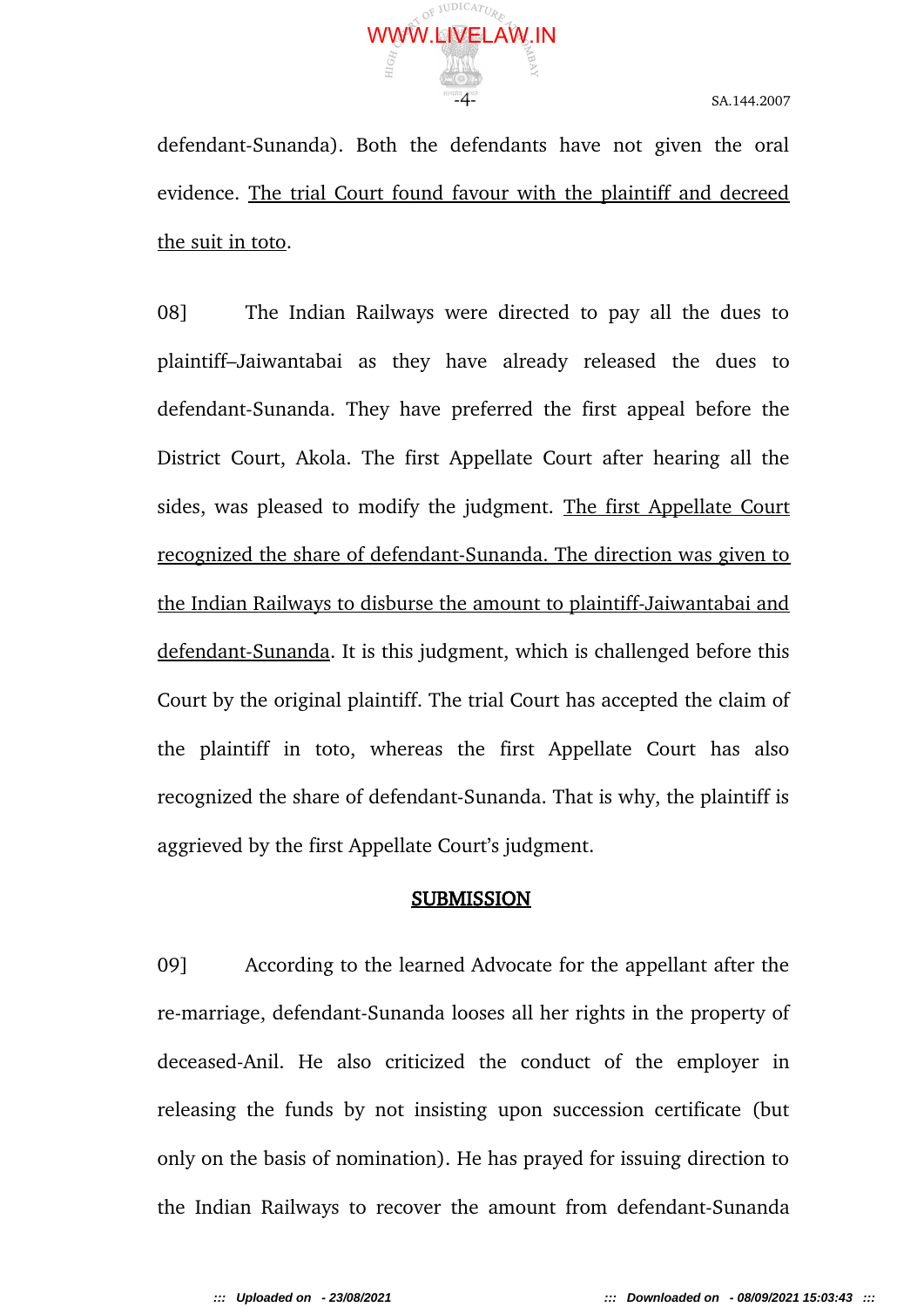defendant-Sunanda). Both the defendants have not given the oral evidence. <u>The trial Court found favour with the plaintiff and decreed the suit in toto</u>.

08] The Indian Railways were directed to pay all the dues to plaintiff–Jaiwantabai as they have already released the dues to defendant-Sunanda. They have preferred the first appeal before the District Court, Akola. The first Appellate Court after hearing all the sides, was pleased to modify the judgment. <u>The first Appellate Court recognized the share of defendant-Sunanda. The direction was given to the Indian Railways to disburse the amount to plaintiff-Jaiwantabai and defendant-Sunanda</u>. It is this judgment, which is challenged before this Court by the original plaintiff. The trial Court has accepted the claim of the plaintiff in toto, whereas the first Appellate Court has also recognized the share of defendant-Sunanda. That is why, the plaintiff is aggrieved by the first Appellate Court's judgment.

## SUBMISSION

09] According to the learned Advocate for the appellant after the re-marriage, defendant-Sunanda looses all her rights in the property of deceased-Anil. He also criticized the conduct of the employer in releasing the funds by not insisting upon succession certificate (but only on the basis of nomination). He has prayed for issuing direction to the Indian Railways to recover the amount from defendant-Sunanda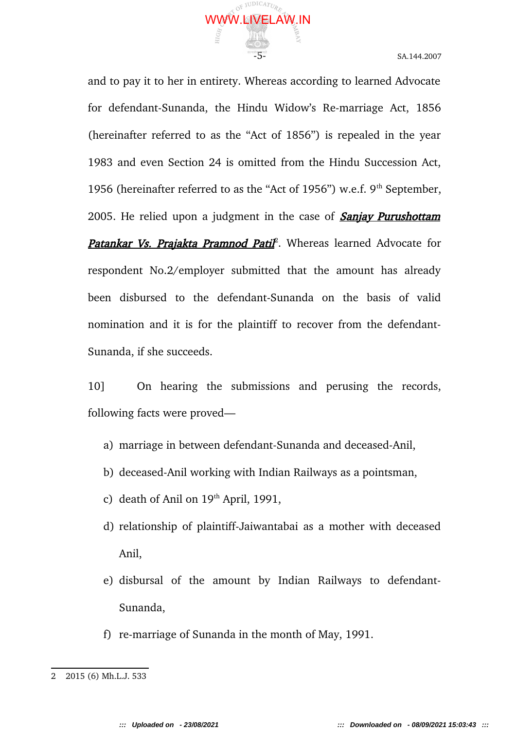and to pay it to her in entirety. Whereas according to learned Advocate for defendant-Sunanda, the Hindu Widow's Re-marriage Act, 1856 (hereinafter referred to as the "Act of 1856") is repealed in the year 1983 and even Section 24 is omitted from the Hindu Succession Act, 1956 (hereinafter referred to as the "Act of 1956") w.e.f. 9th September, 2005. He relied upon a judgment in the case of ***Sanjay Purushottam Patankar Vs. Prajakta Pramnod Patil***[2]. Whereas learned Advocate for respondent No.2/employer submitted that the amount has already been disbursed to the defendant-Sunanda on the basis of valid nomination and it is for the plaintiff to recover from the defendant-Sunanda, if she succeeds.

10] On hearing the submissions and perusing the records, following facts were proved—

a) marriage in between defendant-Sunanda and deceased-Anil,
b) deceased-Anil working with Indian Railways as a pointsman,
c) death of Anil on 19th April, 1991,
d) relationship of plaintiff-Jaiwantabai as a mother with deceased Anil,
e) disbursal of the amount by Indian Railways to defendant-Sunanda,
f) re-marriage of Sunanda in the month of May, 1991.

---

2 2015 (6) Mh.L.J. 533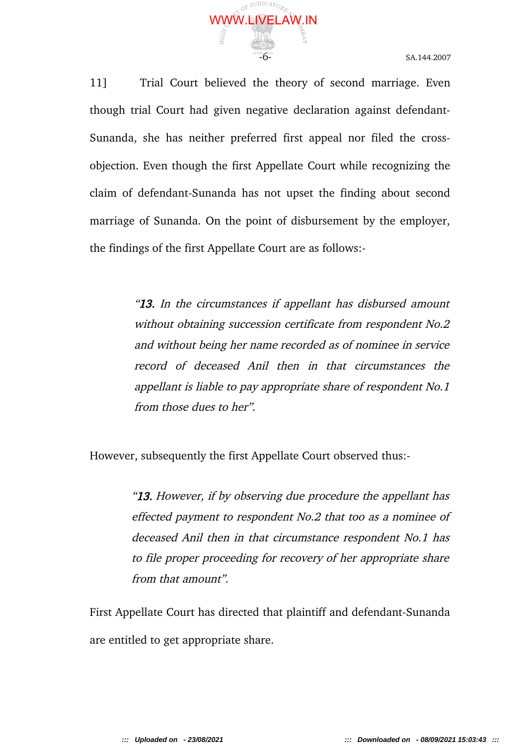11] Trial Court believed the theory of second marriage. Even though trial Court had given negative declaration against defendant-Sunanda, she has neither preferred first appeal nor filed the cross-objection. Even though the first Appellate Court while recognizing the claim of defendant-Sunanda has not upset the finding about second marriage of Sunanda. On the point of disbursement by the employer, the findings of the first Appellate Court are as follows:-

> *"**13.** In the circumstances if appellant has disbursed amount without obtaining succession certificate from respondent No.2 and without being her name recorded as of nominee in service record of deceased Anil then in that circumstances the appellant is liable to pay appropriate share of respondent No.1 from those dues to her".*

However, subsequently the first Appellate Court observed thus:-

> *"**13.** However, if by observing due procedure the appellant has effected payment to respondent No.2 that too as a nominee of deceased Anil then in that circumstance respondent No.1 has to file proper proceeding for recovery of her appropriate share from that amount".*

First Appellate Court has directed that plaintiff and defendant-Sunanda are entitled to get appropriate share.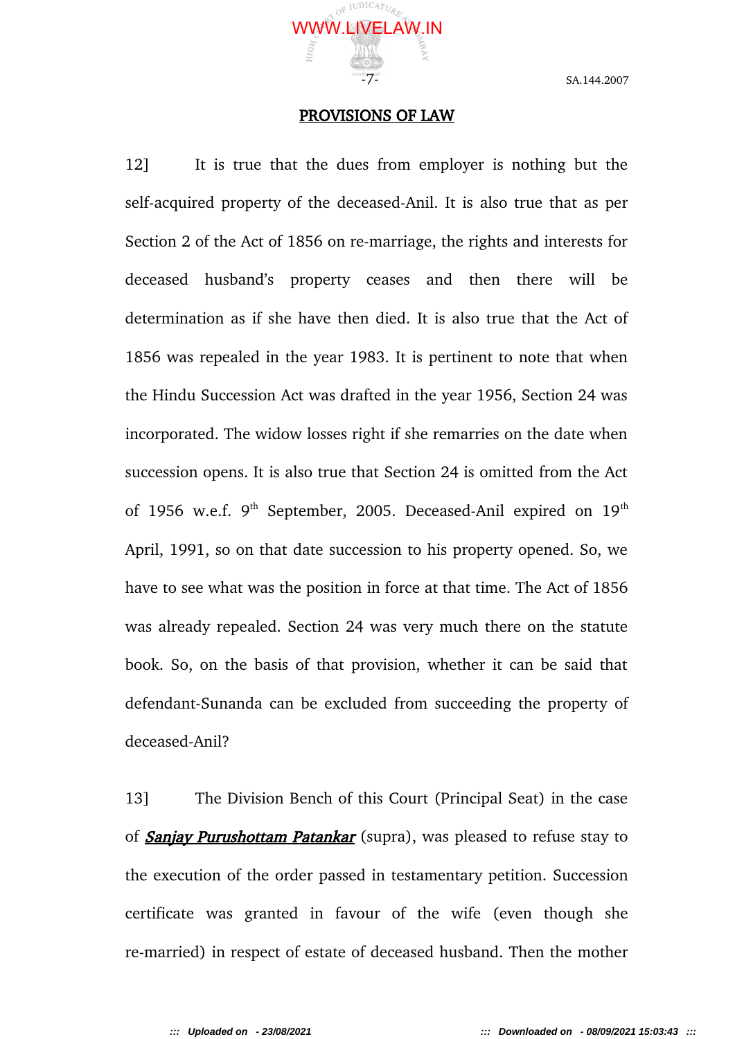## PROVISIONS OF LAW

12] It is true that the dues from employer is nothing but the self-acquired property of the deceased-Anil. It is also true that as per Section 2 of the Act of 1856 on re-marriage, the rights and interests for deceased husband's property ceases and then there will be determination as if she have then died. It is also true that the Act of 1856 was repealed in the year 1983. It is pertinent to note that when the Hindu Succession Act was drafted in the year 1956, Section 24 was incorporated. The widow losses right if she remarries on the date when succession opens. It is also true that Section 24 is omitted from the Act of 1956 w.e.f. 9th September, 2005. Deceased-Anil expired on 19th April, 1991, so on that date succession to his property opened. So, we have to see what was the position in force at that time. The Act of 1856 was already repealed. Section 24 was very much there on the statute book. So, on the basis of that provision, whether it can be said that defendant-Sunanda can be excluded from succeeding the property of deceased-Anil?

13] The Division Bench of this Court (Principal Seat) in the case of ***Sanjay Purushottam Patankar*** (supra), was pleased to refuse stay to the execution of the order passed in testamentary petition. Succession certificate was granted in favour of the wife (even though she re-married) in respect of estate of deceased husband. Then the mother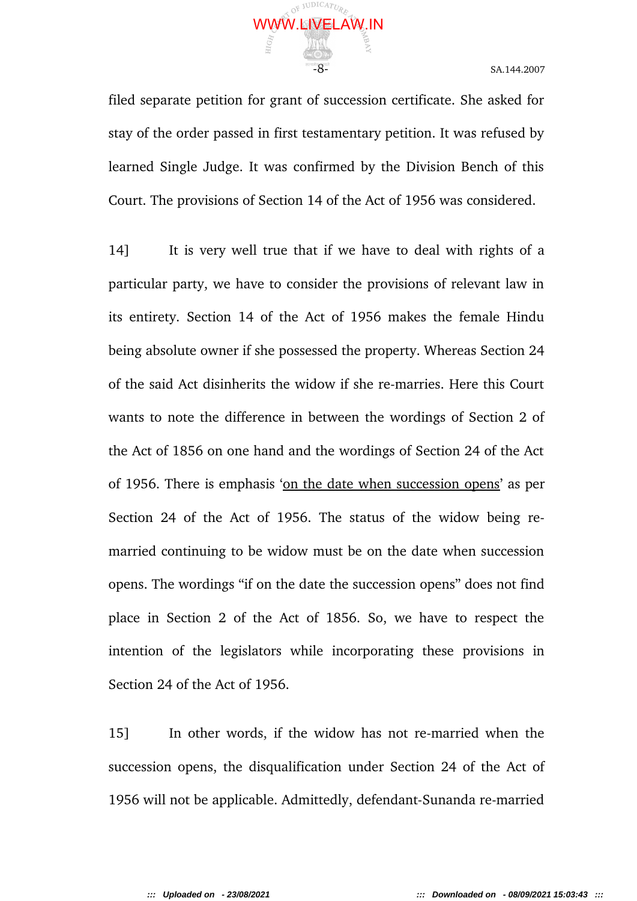filed separate petition for grant of succession certificate. She asked for stay of the order passed in first testamentary petition. It was refused by learned Single Judge. It was confirmed by the Division Bench of this Court. The provisions of Section 14 of the Act of 1956 was considered.

14] It is very well true that if we have to deal with rights of a particular party, we have to consider the provisions of relevant law in its entirety. Section 14 of the Act of 1956 makes the female Hindu being absolute owner if she possessed the property. Whereas Section 24 of the said Act disinherits the widow if she re-marries. Here this Court wants to note the difference in between the wordings of Section 2 of the Act of 1856 on one hand and the wordings of Section 24 of the Act of 1956. There is emphasis '<u>on the date when succession opens</u>' as per Section 24 of the Act of 1956. The status of the widow being re-married continuing to be widow must be on the date when succession opens. The wordings "if on the date the succession opens" does not find place in Section 2 of the Act of 1856. So, we have to respect the intention of the legislators while incorporating these provisions in Section 24 of the Act of 1956.

15] In other words, if the widow has not re-married when the succession opens, the disqualification under Section 24 of the Act of 1956 will not be applicable. Admittedly, defendant-Sunanda re-married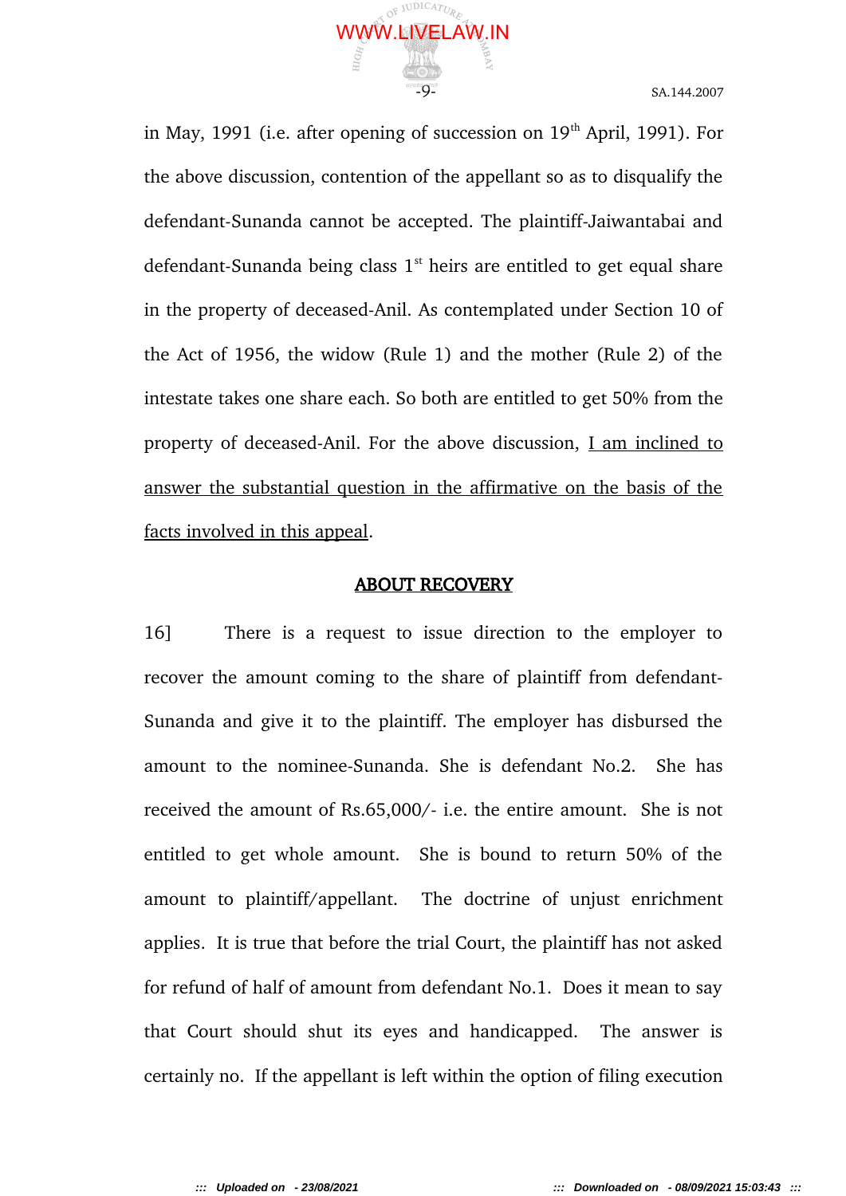in May, 1991 (i.e. after opening of succession on 19th April, 1991). For the above discussion, contention of the appellant so as to disqualify the defendant-Sunanda cannot be accepted. The plaintiff-Jaiwantabai and defendant-Sunanda being class 1st heirs are entitled to get equal share in the property of deceased-Anil. As contemplated under Section 10 of the Act of 1956, the widow (Rule 1) and the mother (Rule 2) of the intestate takes one share each. So both are entitled to get 50% from the property of deceased-Anil. For the above discussion, <u>I am inclined to answer the substantial question in the affirmative on the basis of the facts involved in this appeal</u>.

## <u>ABOUT RECOVERY</u>

16] There is a request to issue direction to the employer to recover the amount coming to the share of plaintiff from defendant-Sunanda and give it to the plaintiff. The employer has disbursed the amount to the nominee-Sunanda. She is defendant No.2. She has received the amount of Rs.65,000/- i.e. the entire amount. She is not entitled to get whole amount. She is bound to return 50% of the amount to plaintiff/appellant. The doctrine of unjust enrichment applies. It is true that before the trial Court, the plaintiff has not asked for refund of half of amount from defendant No.1. Does it mean to say that Court should shut its eyes and handicapped. The answer is certainly no. If the appellant is left within the option of filing execution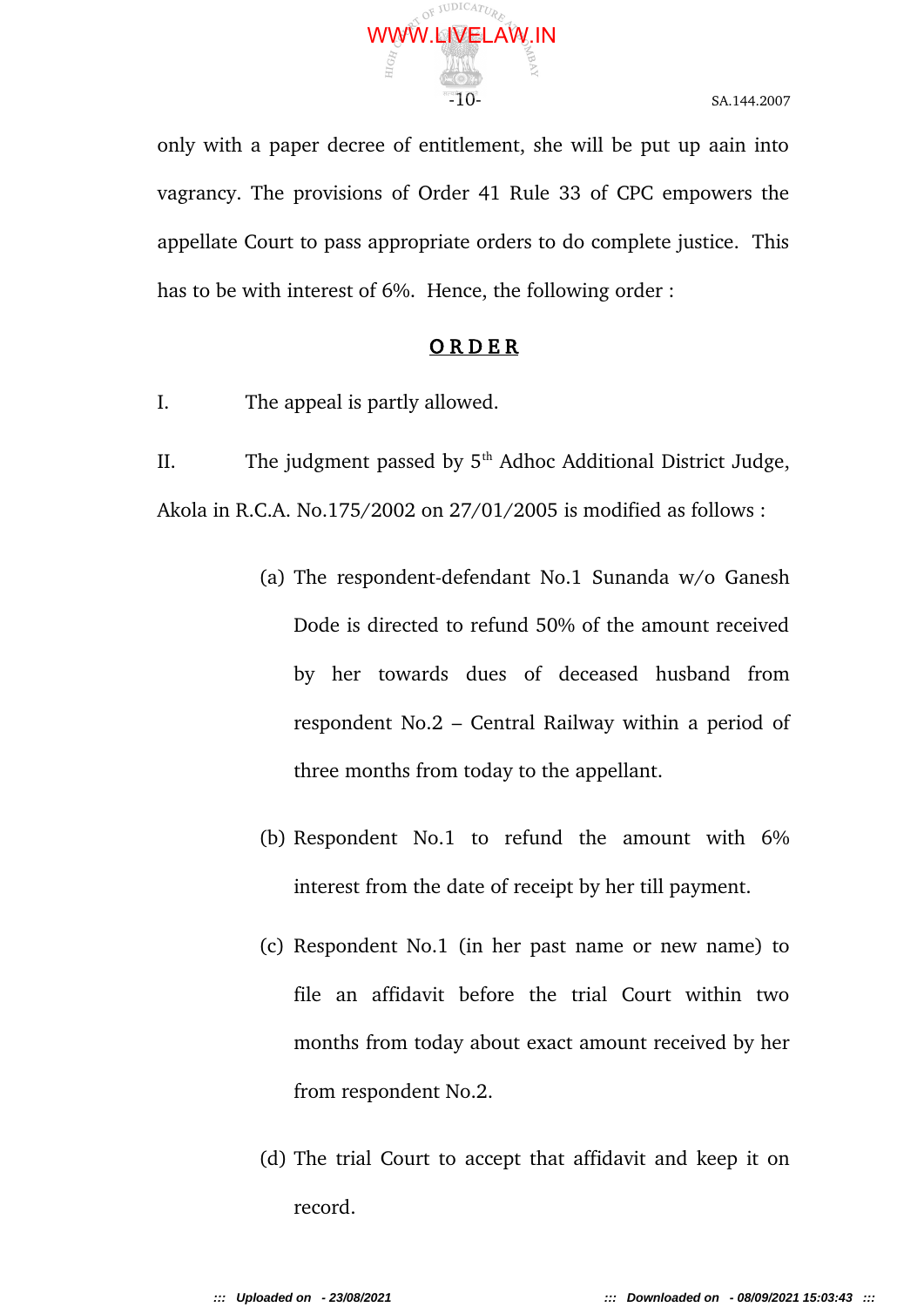only with a paper decree of entitlement, she will be put up aain into vagrancy. The provisions of Order 41 Rule 33 of CPC empowers the appellate Court to pass appropriate orders to do complete justice. This has to be with interest of 6%. Hence, the following order :

## O R D E R

I. The appeal is partly allowed.

II. The judgment passed by 5th Adhoc Additional District Judge, Akola in R.C.A. No.175/2002 on 27/01/2005 is modified as follows :

(a) The respondent-defendant No.1 Sunanda w/o Ganesh Dode is directed to refund 50% of the amount received by her towards dues of deceased husband from respondent No.2 – Central Railway within a period of three months from today to the appellant.

(b) Respondent No.1 to refund the amount with 6% interest from the date of receipt by her till payment.

(c) Respondent No.1 (in her past name or new name) to file an affidavit before the trial Court within two months from today about exact amount received by her from respondent No.2.

(d) The trial Court to accept that affidavit and keep it on record.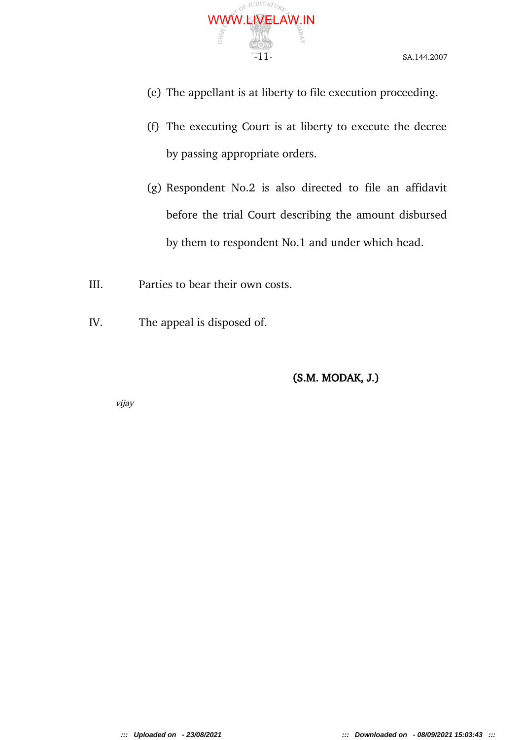(e) The appellant is at liberty to file execution proceeding.

(f) The executing Court is at liberty to execute the decree by passing appropriate orders.

(g) Respondent No.2 is also directed to file an affidavit before the trial Court describing the amount disbursed by them to respondent No.1 and under which head.

III. Parties to bear their own costs.

IV. The appeal is disposed of.

**(S.M. MODAK, J.)**

*vijay*